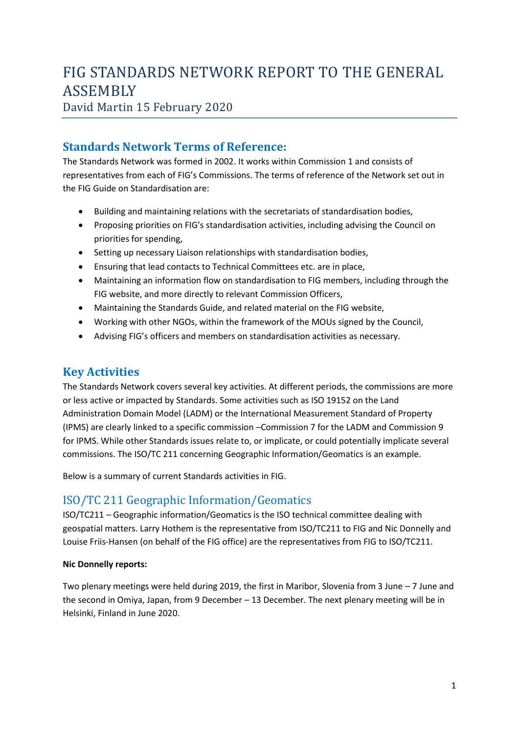# FIG STANDARDS NETWORK REPORT TO THE GENERAL ASSEMBLY

David Martin 15 February 2020

## Standards Network Terms of Reference:

The Standards Network was formed in 2002. It works within Commission 1 and consists of representatives from each of FIG's Commissions. The terms of reference of the Network set out in the FIG Guide on Standardisation are:

- Building and maintaining relations with the secretariats of standardisation bodies,
- Proposing priorities on FIG's standardisation activities, including advising the Council on priorities for spending,
- Setting up necessary Liaison relationships with standardisation bodies,
- Ensuring that lead contacts to Technical Committees etc. are in place,
- Maintaining an information flow on standardisation to FIG members, including through the FIG website, and more directly to relevant Commission Officers,
- Maintaining the Standards Guide, and related material on the FIG website,
- Working with other NGOs, within the framework of the MOUs signed by the Council,
- Advising FIG's officers and members on standardisation activities as necessary.

## Key Activities

The Standards Network covers several key activities. At different periods, the commissions are more or less active or impacted by Standards. Some activities such as ISO 19152 on the Land Administration Domain Model (LADM) or the International Measurement Standard of Property (IPMS) are clearly linked to a specific commission –Commission 7 for the LADM and Commission 9 for IPMS. While other Standards issues relate to, or implicate, or could potentially implicate several commissions. The ISO/TC 211 concerning Geographic Information/Geomatics is an example.

Below is a summary of current Standards activities in FIG.

### ISO/TC 211 Geographic Information/Geomatics

ISO/TC211 – Geographic information/Geomatics is the ISO technical committee dealing with geospatial matters. Larry Hothem is the representative from ISO/TC211 to FIG and Nic Donnelly and Louise Friis-Hansen (on behalf of the FIG office) are the representatives from FIG to ISO/TC211.

**Nic Donnelly reports:**

Two plenary meetings were held during 2019, the first in Maribor, Slovenia from 3 June – 7 June and the second in Omiya, Japan, from 9 December – 13 December. The next plenary meeting will be in Helsinki, Finland in June 2020.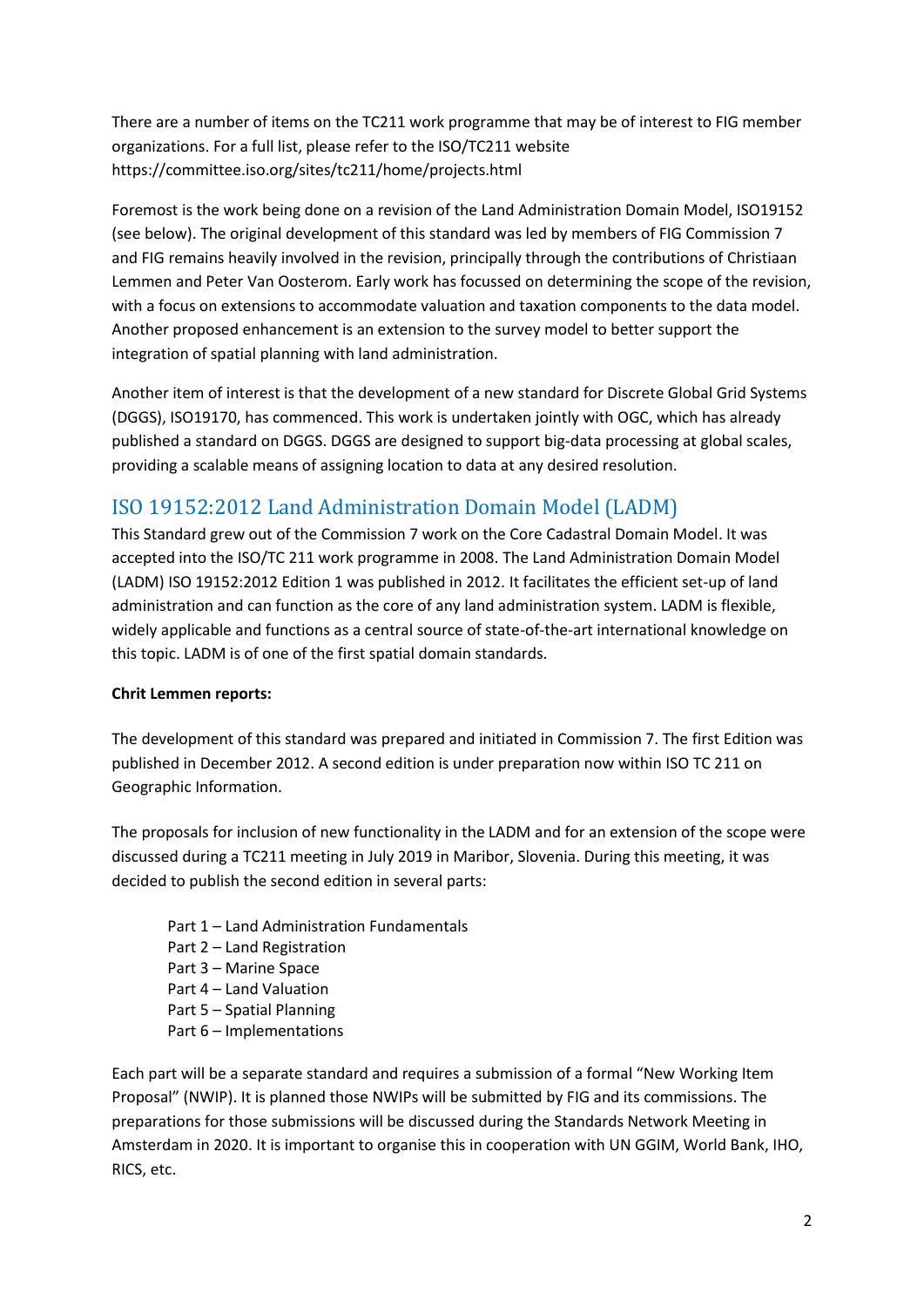There are a number of items on the TC211 work programme that may be of interest to FIG member organizations. For a full list, please refer to the ISO/TC211 website https://committee.iso.org/sites/tc211/home/projects.html

Foremost is the work being done on a revision of the Land Administration Domain Model, ISO19152 (see below). The original development of this standard was led by members of FIG Commission 7 and FIG remains heavily involved in the revision, principally through the contributions of Christiaan Lemmen and Peter Van Oosterom. Early work has focussed on determining the scope of the revision, with a focus on extensions to accommodate valuation and taxation components to the data model. Another proposed enhancement is an extension to the survey model to better support the integration of spatial planning with land administration.

Another item of interest is that the development of a new standard for Discrete Global Grid Systems (DGGS), ISO19170, has commenced. This work is undertaken jointly with OGC, which has already published a standard on DGGS. DGGS are designed to support big-data processing at global scales, providing a scalable means of assigning location to data at any desired resolution.

## ISO 19152:2012 Land Administration Domain Model (LADM)

This Standard grew out of the Commission 7 work on the Core Cadastral Domain Model. It was accepted into the ISO/TC 211 work programme in 2008. The Land Administration Domain Model (LADM) ISO 19152:2012 Edition 1 was published in 2012. It facilitates the efficient set-up of land administration and can function as the core of any land administration system. LADM is flexible, widely applicable and functions as a central source of state-of-the-art international knowledge on this topic. LADM is of one of the first spatial domain standards.

**Chrit Lemmen reports:**

The development of this standard was prepared and initiated in Commission 7. The first Edition was published in December 2012. A second edition is under preparation now within ISO TC 211 on Geographic Information.

The proposals for inclusion of new functionality in the LADM and for an extension of the scope were discussed during a TC211 meeting in July 2019 in Maribor, Slovenia. During this meeting, it was decided to publish the second edition in several parts:

- Part 1 – Land Administration Fundamentals
- Part 2 – Land Registration
- Part 3 – Marine Space
- Part 4 – Land Valuation
- Part 5 – Spatial Planning
- Part 6 – Implementations

Each part will be a separate standard and requires a submission of a formal "New Working Item Proposal" (NWIP). It is planned those NWIPs will be submitted by FIG and its commissions. The preparations for those submissions will be discussed during the Standards Network Meeting in Amsterdam in 2020. It is important to organise this in cooperation with UN GGIM, World Bank, IHO, RICS, etc.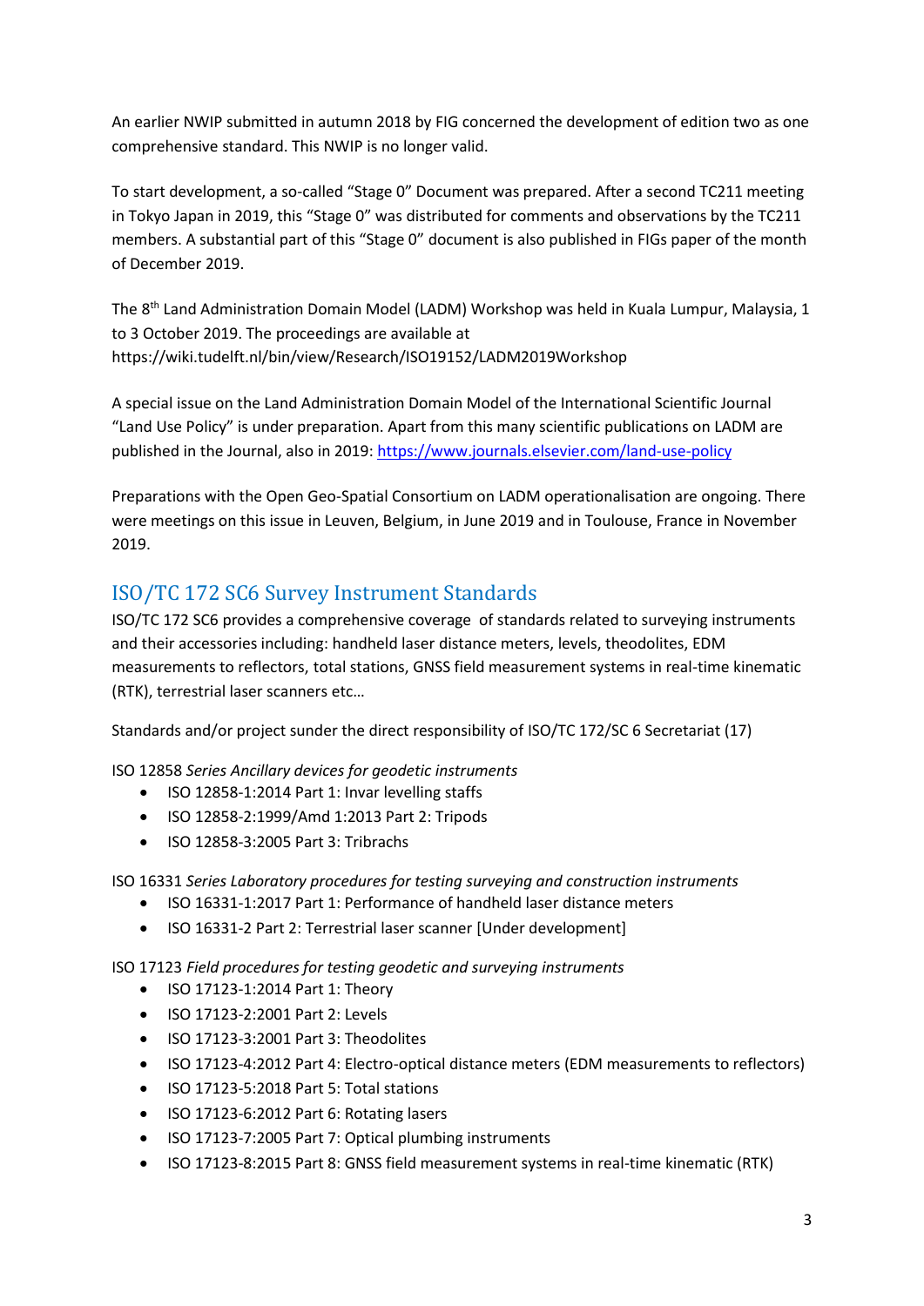An earlier NWIP submitted in autumn 2018 by FIG concerned the development of edition two as one comprehensive standard. This NWIP is no longer valid.

To start development, a so-called “Stage 0” Document was prepared. After a second TC211 meeting in Tokyo Japan in 2019, this “Stage 0” was distributed for comments and observations by the TC211 members. A substantial part of this “Stage 0” document is also published in FIGs paper of the month of December 2019.

The 8th Land Administration Domain Model (LADM) Workshop was held in Kuala Lumpur, Malaysia, 1 to 3 October 2019. The proceedings are available at https://wiki.tudelft.nl/bin/view/Research/ISO19152/LADM2019Workshop

A special issue on the Land Administration Domain Model of the International Scientific Journal “Land Use Policy” is under preparation. Apart from this many scientific publications on LADM are published in the Journal, also in 2019: https://www.journals.elsevier.com/land-use-policy

Preparations with the Open Geo-Spatial Consortium on LADM operationalisation are ongoing. There were meetings on this issue in Leuven, Belgium, in June 2019 and in Toulouse, France in November 2019.

## ISO/TC 172 SC6 Survey Instrument Standards

ISO/TC 172 SC6 provides a comprehensive coverage of standards related to surveying instruments and their accessories including: handheld laser distance meters, levels, theodolites, EDM measurements to reflectors, total stations, GNSS field measurement systems in real-time kinematic (RTK), terrestrial laser scanners etc…

Standards and/or project sunder the direct responsibility of ISO/TC 172/SC 6 Secretariat (17)

ISO 12858 *Series Ancillary devices for geodetic instruments*

- ISO 12858-1:2014 Part 1: Invar levelling staffs
- ISO 12858-2:1999/Amd 1:2013 Part 2: Tripods
- ISO 12858-3:2005 Part 3: Tribrachs

ISO 16331 *Series Laboratory procedures for testing surveying and construction instruments*

- ISO 16331-1:2017 Part 1: Performance of handheld laser distance meters
- ISO 16331-2 Part 2: Terrestrial laser scanner [Under development]

ISO 17123 *Field procedures for testing geodetic and surveying instruments*

- ISO 17123-1:2014 Part 1: Theory
- ISO 17123-2:2001 Part 2: Levels
- ISO 17123-3:2001 Part 3: Theodolites
- ISO 17123-4:2012 Part 4: Electro-optical distance meters (EDM measurements to reflectors)
- ISO 17123-5:2018 Part 5: Total stations
- ISO 17123-6:2012 Part 6: Rotating lasers
- ISO 17123-7:2005 Part 7: Optical plumbing instruments
- ISO 17123-8:2015 Part 8: GNSS field measurement systems in real-time kinematic (RTK)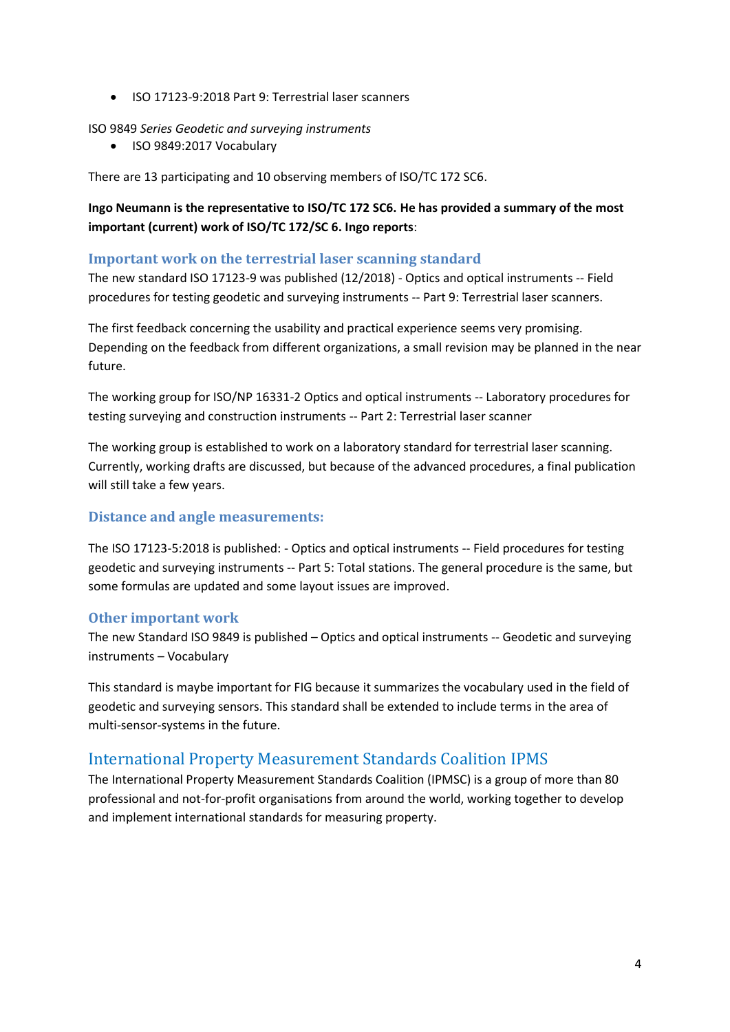- ISO 17123-9:2018 Part 9: Terrestrial laser scanners

ISO 9849 *Series Geodetic and surveying instruments*

- ISO 9849:2017 Vocabulary

There are 13 participating and 10 observing members of ISO/TC 172 SC6.

**Ingo Neumann is the representative to ISO/TC 172 SC6. He has provided a summary of the most important (current) work of ISO/TC 172/SC 6. Ingo reports**:

### Important work on the terrestrial laser scanning standard

The new standard ISO 17123-9 was published (12/2018) - Optics and optical instruments -- Field procedures for testing geodetic and surveying instruments -- Part 9: Terrestrial laser scanners.

The first feedback concerning the usability and practical experience seems very promising. Depending on the feedback from different organizations, a small revision may be planned in the near future.

The working group for ISO/NP 16331-2 Optics and optical instruments -- Laboratory procedures for testing surveying and construction instruments -- Part 2: Terrestrial laser scanner

The working group is established to work on a laboratory standard for terrestrial laser scanning. Currently, working drafts are discussed, but because of the advanced procedures, a final publication will still take a few years.

### Distance and angle measurements:

The ISO 17123-5:2018 is published: - Optics and optical instruments -- Field procedures for testing geodetic and surveying instruments -- Part 5: Total stations. The general procedure is the same, but some formulas are updated and some layout issues are improved.

### Other important work

The new Standard ISO 9849 is published – Optics and optical instruments -- Geodetic and surveying instruments – Vocabulary

This standard is maybe important for FIG because it summarizes the vocabulary used in the field of geodetic and surveying sensors. This standard shall be extended to include terms in the area of multi-sensor-systems in the future.

## International Property Measurement Standards Coalition IPMS

The International Property Measurement Standards Coalition (IPMSC) is a group of more than 80 professional and not-for-profit organisations from around the world, working together to develop and implement international standards for measuring property.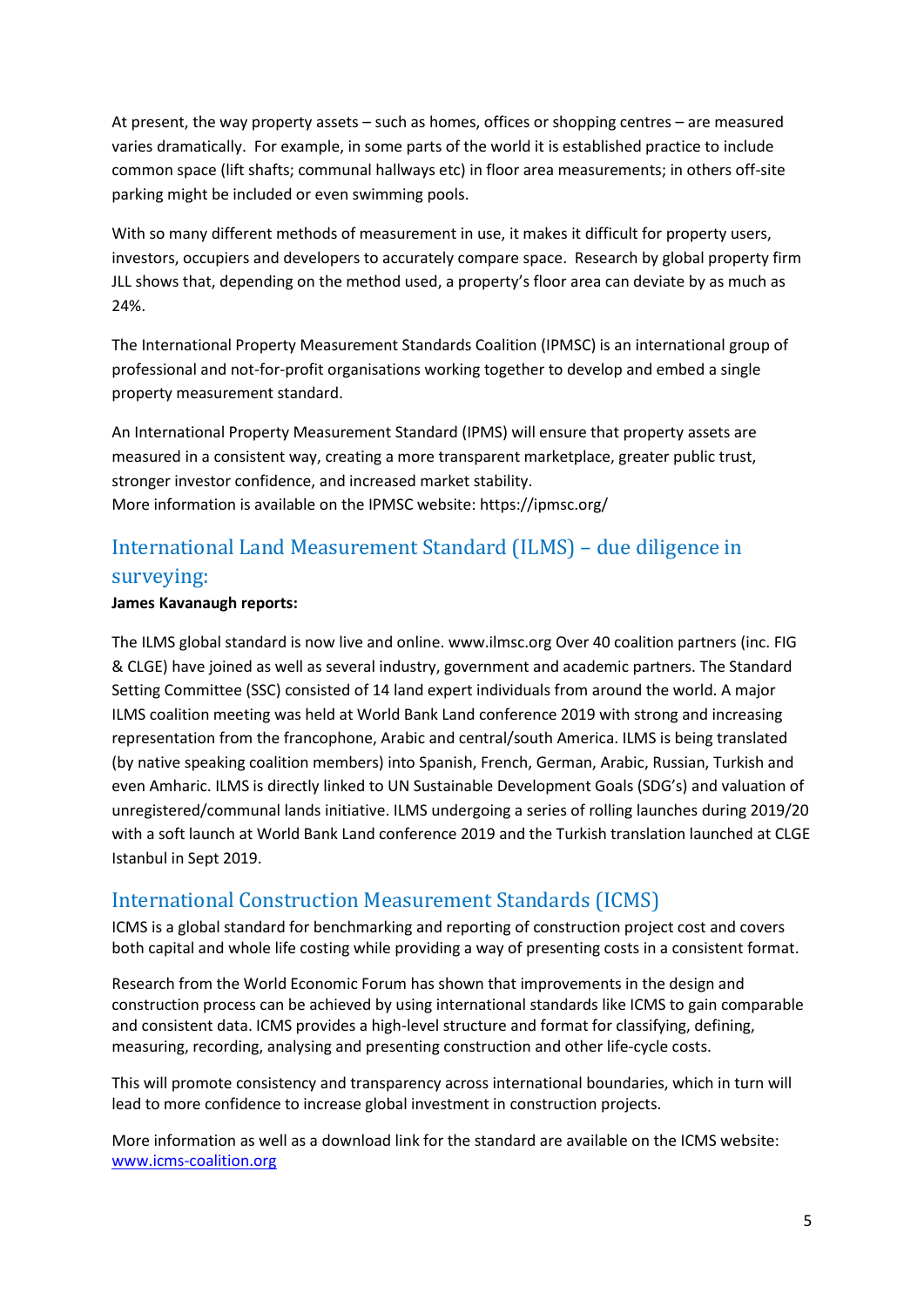At present, the way property assets – such as homes, offices or shopping centres – are measured varies dramatically. For example, in some parts of the world it is established practice to include common space (lift shafts; communal hallways etc) in floor area measurements; in others off-site parking might be included or even swimming pools.

With so many different methods of measurement in use, it makes it difficult for property users, investors, occupiers and developers to accurately compare space. Research by global property firm JLL shows that, depending on the method used, a property's floor area can deviate by as much as 24%.

The International Property Measurement Standards Coalition (IPMSC) is an international group of professional and not-for-profit organisations working together to develop and embed a single property measurement standard.

An International Property Measurement Standard (IPMS) will ensure that property assets are measured in a consistent way, creating a more transparent marketplace, greater public trust, stronger investor confidence, and increased market stability.
More information is available on the IPMSC website: https://ipmsc.org/

## International Land Measurement Standard (ILMS) – due diligence in surveying:

**James Kavanaugh reports:**

The ILMS global standard is now live and online. www.ilmsc.org Over 40 coalition partners (inc. FIG & CLGE) have joined as well as several industry, government and academic partners. The Standard Setting Committee (SSC) consisted of 14 land expert individuals from around the world. A major ILMS coalition meeting was held at World Bank Land conference 2019 with strong and increasing representation from the francophone, Arabic and central/south America. ILMS is being translated (by native speaking coalition members) into Spanish, French, German, Arabic, Russian, Turkish and even Amharic. ILMS is directly linked to UN Sustainable Development Goals (SDG's) and valuation of unregistered/communal lands initiative. ILMS undergoing a series of rolling launches during 2019/20 with a soft launch at World Bank Land conference 2019 and the Turkish translation launched at CLGE Istanbul in Sept 2019.

## International Construction Measurement Standards (ICMS)

ICMS is a global standard for benchmarking and reporting of construction project cost and covers both capital and whole life costing while providing a way of presenting costs in a consistent format.

Research from the World Economic Forum has shown that improvements in the design and construction process can be achieved by using international standards like ICMS to gain comparable and consistent data. ICMS provides a high-level structure and format for classifying, defining, measuring, recording, analysing and presenting construction and other life-cycle costs.

This will promote consistency and transparency across international boundaries, which in turn will lead to more confidence to increase global investment in construction projects.

More information as well as a download link for the standard are available on the ICMS website: [www.icms-coalition.org](www.icms-coalition.org)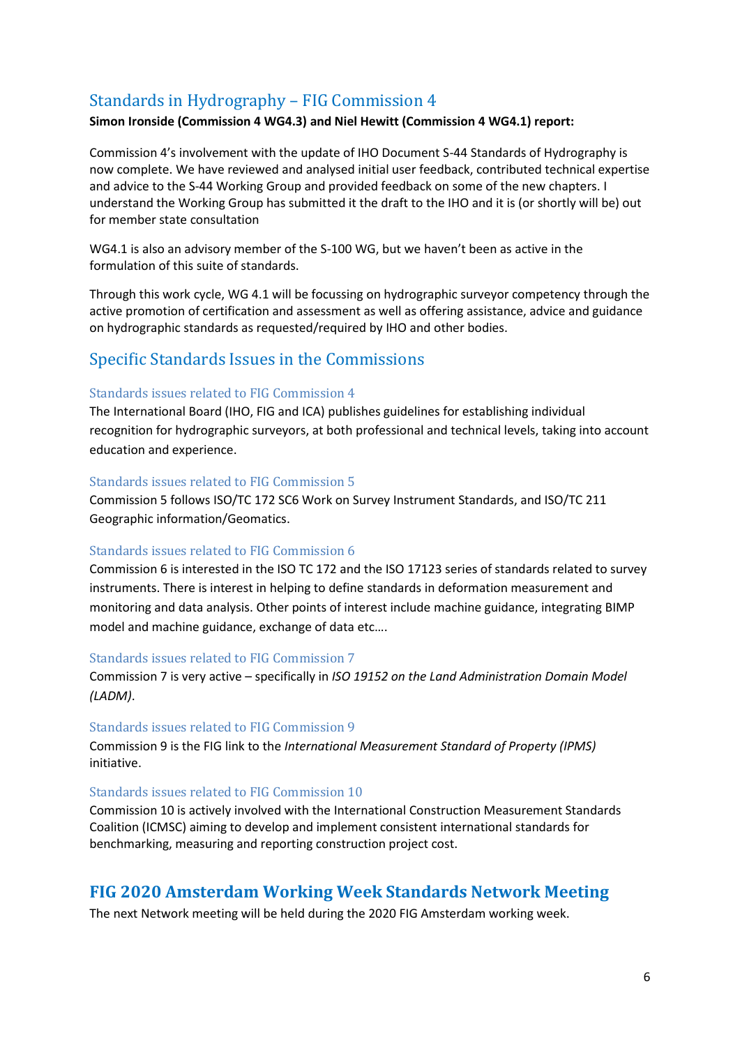## Standards in Hydrography – FIG Commission 4

**Simon Ironside (Commission 4 WG4.3) and Niel Hewitt (Commission 4 WG4.1) report:**

Commission 4's involvement with the update of IHO Document S-44 Standards of Hydrography is now complete. We have reviewed and analysed initial user feedback, contributed technical expertise and advice to the S-44 Working Group and provided feedback on some of the new chapters. I understand the Working Group has submitted it the draft to the IHO and it is (or shortly will be) out for member state consultation

WG4.1 is also an advisory member of the S-100 WG, but we haven't been as active in the formulation of this suite of standards.

Through this work cycle, WG 4.1 will be focussing on hydrographic surveyor competency through the active promotion of certification and assessment as well as offering assistance, advice and guidance on hydrographic standards as requested/required by IHO and other bodies.

## Specific Standards Issues in the Commissions

### Standards issues related to FIG Commission 4

The International Board (IHO, FIG and ICA) publishes guidelines for establishing individual recognition for hydrographic surveyors, at both professional and technical levels, taking into account education and experience.

### Standards issues related to FIG Commission 5

Commission 5 follows ISO/TC 172 SC6 Work on Survey Instrument Standards, and ISO/TC 211 Geographic information/Geomatics.

### Standards issues related to FIG Commission 6

Commission 6 is interested in the ISO TC 172 and the ISO 17123 series of standards related to survey instruments. There is interest in helping to define standards in deformation measurement and monitoring and data analysis. Other points of interest include machine guidance, integrating BIMP model and machine guidance, exchange of data etc.…

### Standards issues related to FIG Commission 7

Commission 7 is very active – specifically in *ISO 19152 on the Land Administration Domain Model (LADM)*.

### Standards issues related to FIG Commission 9

Commission 9 is the FIG link to the *International Measurement Standard of Property (IPMS)* initiative.

### Standards issues related to FIG Commission 10

Commission 10 is actively involved with the International Construction Measurement Standards Coalition (ICMSC) aiming to develop and implement consistent international standards for benchmarking, measuring and reporting construction project cost.

# FIG 2020 Amsterdam Working Week Standards Network Meeting

The next Network meeting will be held during the 2020 FIG Amsterdam working week.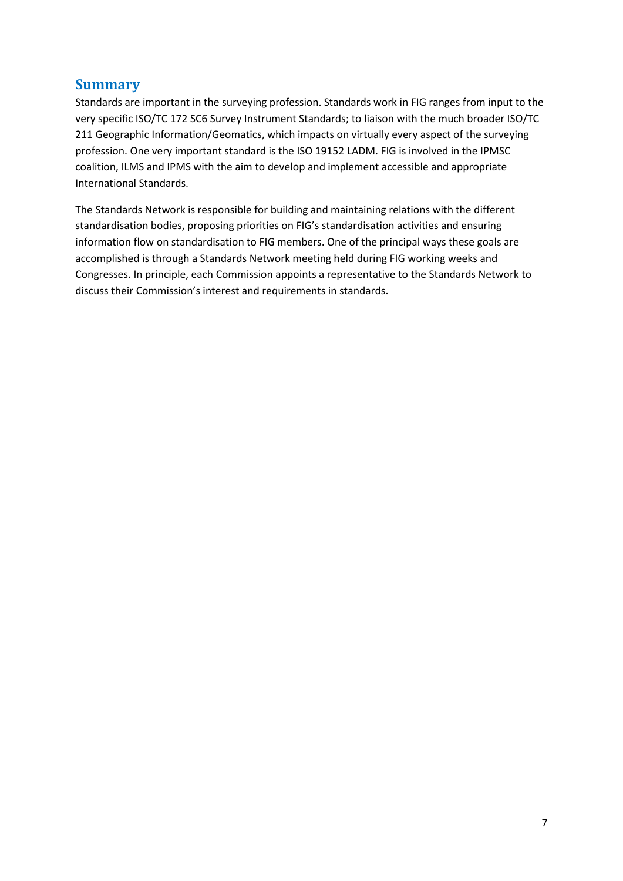## Summary

Standards are important in the surveying profession. Standards work in FIG ranges from input to the very specific ISO/TC 172 SC6 Survey Instrument Standards; to liaison with the much broader ISO/TC 211 Geographic Information/Geomatics, which impacts on virtually every aspect of the surveying profession. One very important standard is the ISO 19152 LADM. FIG is involved in the IPMSC coalition, ILMS and IPMS with the aim to develop and implement accessible and appropriate International Standards.

The Standards Network is responsible for building and maintaining relations with the different standardisation bodies, proposing priorities on FIG's standardisation activities and ensuring information flow on standardisation to FIG members. One of the principal ways these goals are accomplished is through a Standards Network meeting held during FIG working weeks and Congresses. In principle, each Commission appoints a representative to the Standards Network to discuss their Commission's interest and requirements in standards.